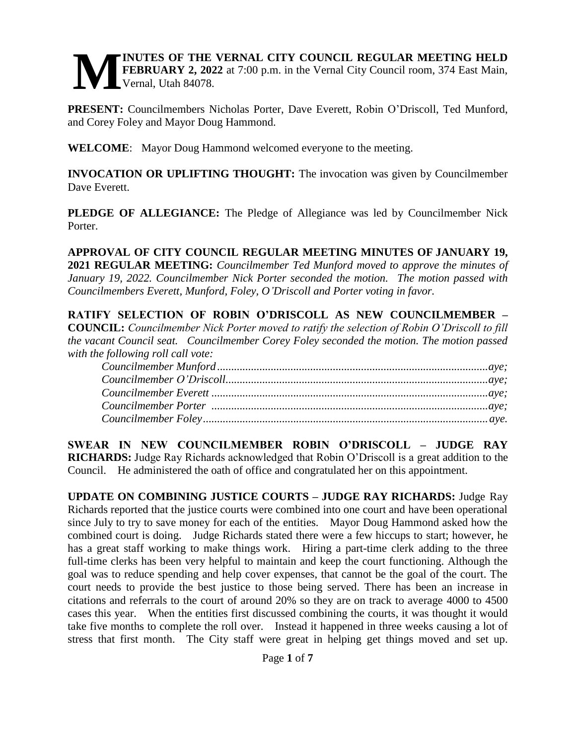**MINUTES OF THE VERNAL CITY COUNCIL REGULAR MEETING HELD FEBRUARY 2, 2022** at 7:00 p.m. in the Vernal City Council room, 374 East Main, Vernal, Utah 84078.

**PRESENT:** Councilmembers Nicholas Porter, Dave Everett, Robin O'Driscoll, Ted Munford, and Corey Foley and Mayor Doug Hammond.

**WELCOME**: Mayor Doug Hammond welcomed everyone to the meeting.

**INVOCATION OR UPLIFTING THOUGHT:** The invocation was given by Councilmember Dave Everett.

**PLEDGE OF ALLEGIANCE:** The Pledge of Allegiance was led by Councilmember Nick Porter.

**APPROVAL OF CITY COUNCIL REGULAR MEETING MINUTES OF JANUARY 19, 2021 REGULAR MEETING:** *Councilmember Ted Munford moved to approve the minutes of January 19, 2022. Councilmember Nick Porter seconded the motion. The motion passed with Councilmembers Everett, Munford, Foley, O'Driscoll and Porter voting in favor.*

**RATIFY SELECTION OF ROBIN O'DRISCOLL AS NEW COUNCILMEMBER – COUNCIL:** *Councilmember Nick Porter moved to ratify the selection of Robin O'Driscoll to fill the vacant Council seat. Councilmember Corey Foley seconded the motion. The motion passed with the following roll call vote:*

*Councilmember Munford................................................aye;*
*Councilmember O'Driscoll.............................................aye;*
*Councilmember Everett ................................................aye;*
*Councilmember Porter ................................................aye;*
*Councilmember Foley..................................................aye.*

**SWEAR IN NEW COUNCILMEMBER ROBIN O'DRISCOLL – JUDGE RAY RICHARDS:** Judge Ray Richards acknowledged that Robin O'Driscoll is a great addition to the Council. He administered the oath of office and congratulated her on this appointment.

**UPDATE ON COMBINING JUSTICE COURTS – JUDGE RAY RICHARDS:** Judge Ray Richards reported that the justice courts were combined into one court and have been operational since July to try to save money for each of the entities. Mayor Doug Hammond asked how the combined court is doing. Judge Richards stated there were a few hiccups to start; however, he has a great staff working to make things work. Hiring a part-time clerk adding to the three full-time clerks has been very helpful to maintain and keep the court functioning. Although the goal was to reduce spending and help cover expenses, that cannot be the goal of the court. The court needs to provide the best justice to those being served. There has been an increase in citations and referrals to the court of around 20% so they are on track to average 4000 to 4500 cases this year. When the entities first discussed combining the courts, it was thought it would take five months to complete the roll over. Instead it happened in three weeks causing a lot of stress that first month. The City staff were great in helping get things moved and set up.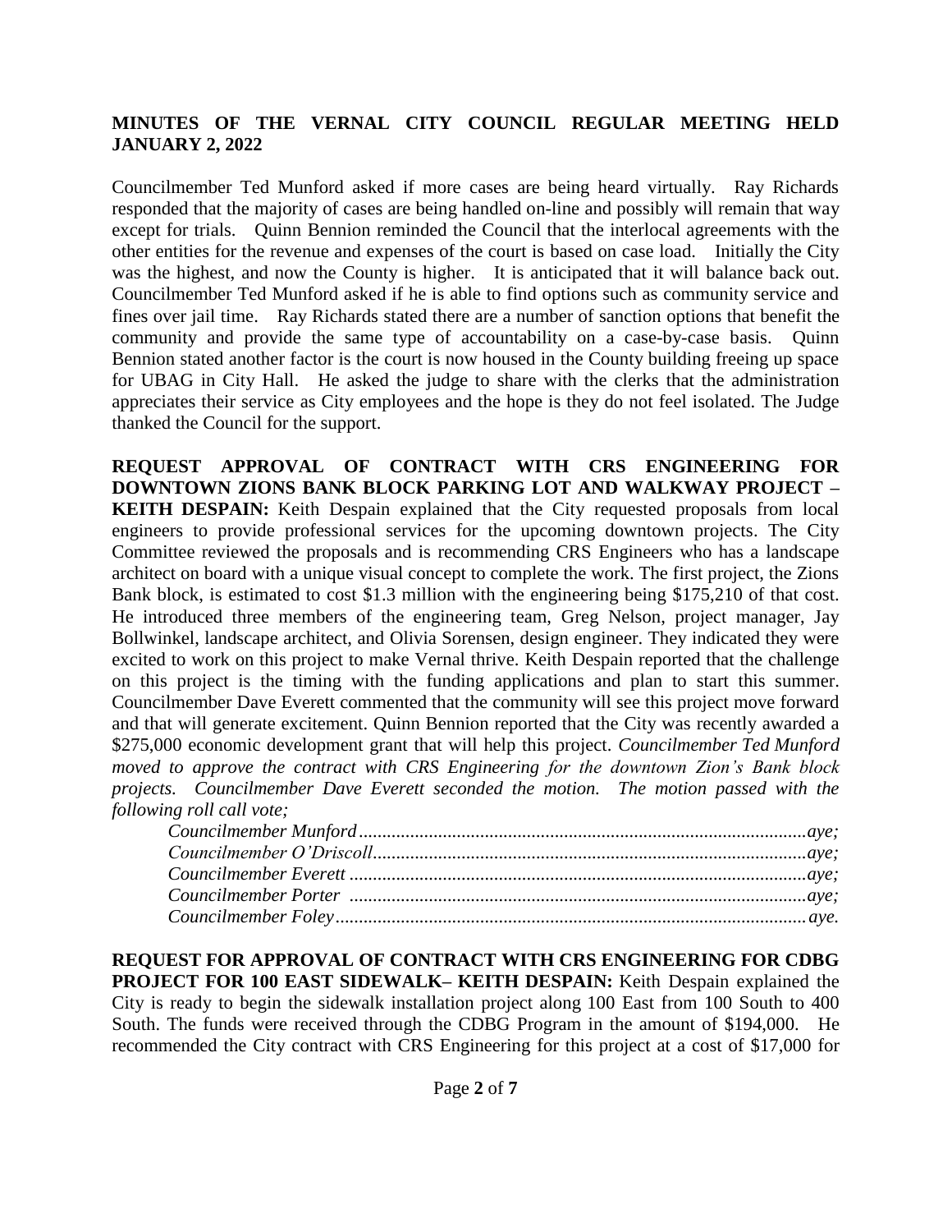**MINUTES OF THE VERNAL CITY COUNCIL REGULAR MEETING HELD JANUARY 2, 2022**

Councilmember Ted Munford asked if more cases are being heard virtually. Ray Richards responded that the majority of cases are being handled on-line and possibly will remain that way except for trials. Quinn Bennion reminded the Council that the interlocal agreements with the other entities for the revenue and expenses of the court is based on case load. Initially the City was the highest, and now the County is higher. It is anticipated that it will balance back out. Councilmember Ted Munford asked if he is able to find options such as community service and fines over jail time. Ray Richards stated there are a number of sanction options that benefit the community and provide the same type of accountability on a case-by-case basis. Quinn Bennion stated another factor is the court is now housed in the County building freeing up space for UBAG in City Hall. He asked the judge to share with the clerks that the administration appreciates their service as City employees and the hope is they do not feel isolated. The Judge thanked the Council for the support.

**REQUEST APPROVAL OF CONTRACT WITH CRS ENGINEERING FOR DOWNTOWN ZIONS BANK BLOCK PARKING LOT AND WALKWAY PROJECT – KEITH DESPAIN:** Keith Despain explained that the City requested proposals from local engineers to provide professional services for the upcoming downtown projects. The City Committee reviewed the proposals and is recommending CRS Engineers who has a landscape architect on board with a unique visual concept to complete the work. The first project, the Zions Bank block, is estimated to cost $1.3 million with the engineering being $175,210 of that cost. He introduced three members of the engineering team, Greg Nelson, project manager, Jay Bollwinkel, landscape architect, and Olivia Sorensen, design engineer. They indicated they were excited to work on this project to make Vernal thrive. Keith Despain reported that the challenge on this project is the timing with the funding applications and plan to start this summer. Councilmember Dave Everett commented that the community will see this project move forward and that will generate excitement. Quinn Bennion reported that the City was recently awarded a $275,000 economic development grant that will help this project. *Councilmember Ted Munford moved to approve the contract with CRS Engineering for the downtown Zion's Bank block projects. Councilmember Dave Everett seconded the motion. The motion passed with the following roll call vote;*

*Councilmember Munford................................................................................aye;*
*Councilmember O'Driscoll.............................................................................aye;*
*Councilmember Everett ..................................................................................aye;*
*Councilmember Porter ..................................................................................aye;*
*Councilmember Foley.....................................................................................aye.*

**REQUEST FOR APPROVAL OF CONTRACT WITH CRS ENGINEERING FOR CDBG PROJECT FOR 100 EAST SIDEWALK– KEITH DESPAIN:** Keith Despain explained the City is ready to begin the sidewalk installation project along 100 East from 100 South to 400 South. The funds were received through the CDBG Program in the amount of $194,000. He recommended the City contract with CRS Engineering for this project at a cost of $17,000 for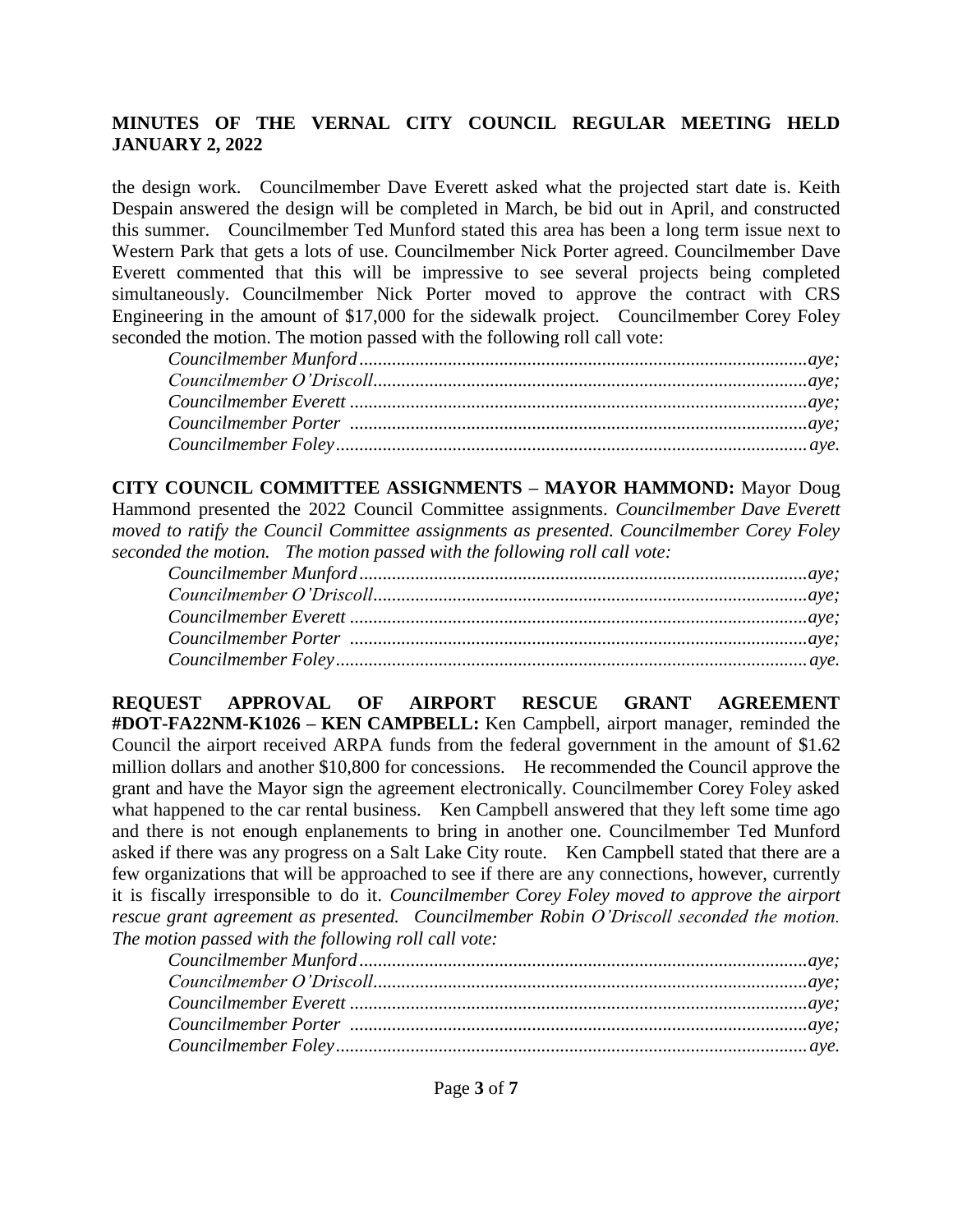the design work. Councilmember Dave Everett asked what the projected start date is. Keith Despain answered the design will be completed in March, be bid out in April, and constructed this summer. Councilmember Ted Munford stated this area has been a long term issue next to Western Park that gets a lots of use. Councilmember Nick Porter agreed. Councilmember Dave Everett commented that this will be impressive to see several projects being completed simultaneously. Councilmember Nick Porter moved to approve the contract with CRS Engineering in the amount of $17,000 for the sidewalk project. Councilmember Corey Foley seconded the motion. The motion passed with the following roll call vote:

*Councilmember Munford...............................................................aye;*
*Councilmember O'Driscoll............................................................aye;*
*Councilmember Everett ................................................................aye;*
*Councilmember Porter .................................................................aye;*
*Councilmember Foley...................................................................aye.*

**CITY COUNCIL COMMITTEE ASSIGNMENTS – MAYOR HAMMOND:** Mayor Doug Hammond presented the 2022 Council Committee assignments. *Councilmember Dave Everett moved to ratify the Council Committee assignments as presented. Councilmember Corey Foley seconded the motion. The motion passed with the following roll call vote:*

*Councilmember Munford...............................................................aye;*
*Councilmember O'Driscoll............................................................aye;*
*Councilmember Everett ................................................................aye;*
*Councilmember Porter .................................................................aye;*
*Councilmember Foley...................................................................aye.*

**REQUEST APPROVAL OF AIRPORT RESCUE GRANT AGREEMENT #DOT-FA22NM-K1026 – KEN CAMPBELL:** Ken Campbell, airport manager, reminded the Council the airport received ARPA funds from the federal government in the amount of $1.62 million dollars and another $10,800 for concessions. He recommended the Council approve the grant and have the Mayor sign the agreement electronically. Councilmember Corey Foley asked what happened to the car rental business. Ken Campbell answered that they left some time ago and there is not enough enplanements to bring in another one. Councilmember Ted Munford asked if there was any progress on a Salt Lake City route. Ken Campbell stated that there are a few organizations that will be approached to see if there are any connections, however, currently it is fiscally irresponsible to do it. *Councilmember Corey Foley moved to approve the airport rescue grant agreement as presented. Councilmember Robin O'Driscoll seconded the motion. The motion passed with the following roll call vote:*

*Councilmember Munford...............................................................aye;*
*Councilmember O'Driscoll............................................................aye;*
*Councilmember Everett ................................................................aye;*
*Councilmember Porter .................................................................aye;*
*Councilmember Foley...................................................................aye.*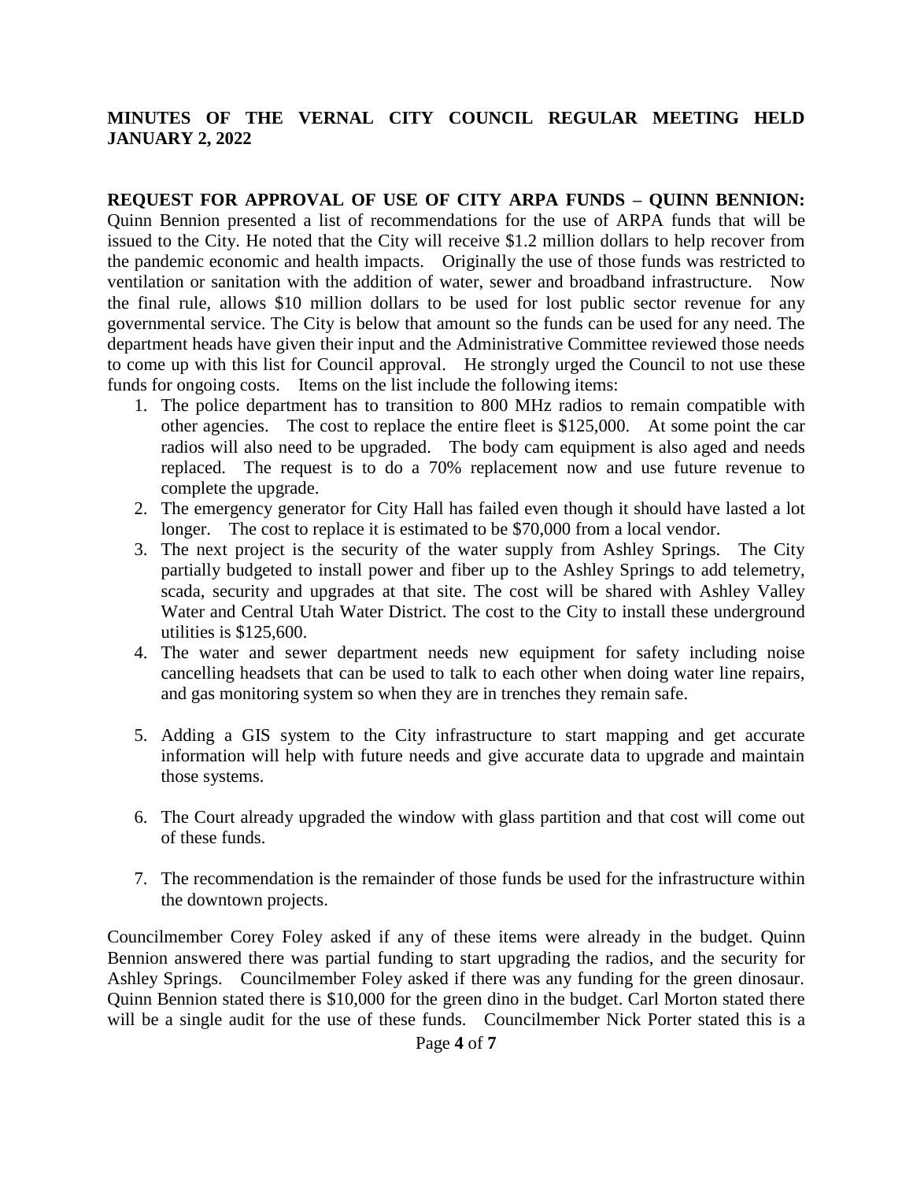**MINUTES OF THE VERNAL CITY COUNCIL REGULAR MEETING HELD JANUARY 2, 2022**

**REQUEST FOR APPROVAL OF USE OF CITY ARPA FUNDS – QUINN BENNION:** Quinn Bennion presented a list of recommendations for the use of ARPA funds that will be issued to the City. He noted that the City will receive $1.2 million dollars to help recover from the pandemic economic and health impacts. Originally the use of those funds was restricted to ventilation or sanitation with the addition of water, sewer and broadband infrastructure. Now the final rule, allows $10 million dollars to be used for lost public sector revenue for any governmental service. The City is below that amount so the funds can be used for any need. The department heads have given their input and the Administrative Committee reviewed those needs to come up with this list for Council approval. He strongly urged the Council to not use these funds for ongoing costs. Items on the list include the following items:

1. The police department has to transition to 800 MHz radios to remain compatible with other agencies. The cost to replace the entire fleet is $125,000. At some point the car radios will also need to be upgraded. The body cam equipment is also aged and needs replaced. The request is to do a 70% replacement now and use future revenue to complete the upgrade.
2. The emergency generator for City Hall has failed even though it should have lasted a lot longer. The cost to replace it is estimated to be $70,000 from a local vendor.
3. The next project is the security of the water supply from Ashley Springs. The City partially budgeted to install power and fiber up to the Ashley Springs to add telemetry, scada, security and upgrades at that site. The cost will be shared with Ashley Valley Water and Central Utah Water District. The cost to the City to install these underground utilities is $125,600.
4. The water and sewer department needs new equipment for safety including noise cancelling headsets that can be used to talk to each other when doing water line repairs, and gas monitoring system so when they are in trenches they remain safe.
5. Adding a GIS system to the City infrastructure to start mapping and get accurate information will help with future needs and give accurate data to upgrade and maintain those systems.
6. The Court already upgraded the window with glass partition and that cost will come out of these funds.
7. The recommendation is the remainder of those funds be used for the infrastructure within the downtown projects.

Councilmember Corey Foley asked if any of these items were already in the budget. Quinn Bennion answered there was partial funding to start upgrading the radios, and the security for Ashley Springs. Councilmember Foley asked if there was any funding for the green dinosaur. Quinn Bennion stated there is $10,000 for the green dino in the budget. Carl Morton stated there will be a single audit for the use of these funds. Councilmember Nick Porter stated this is a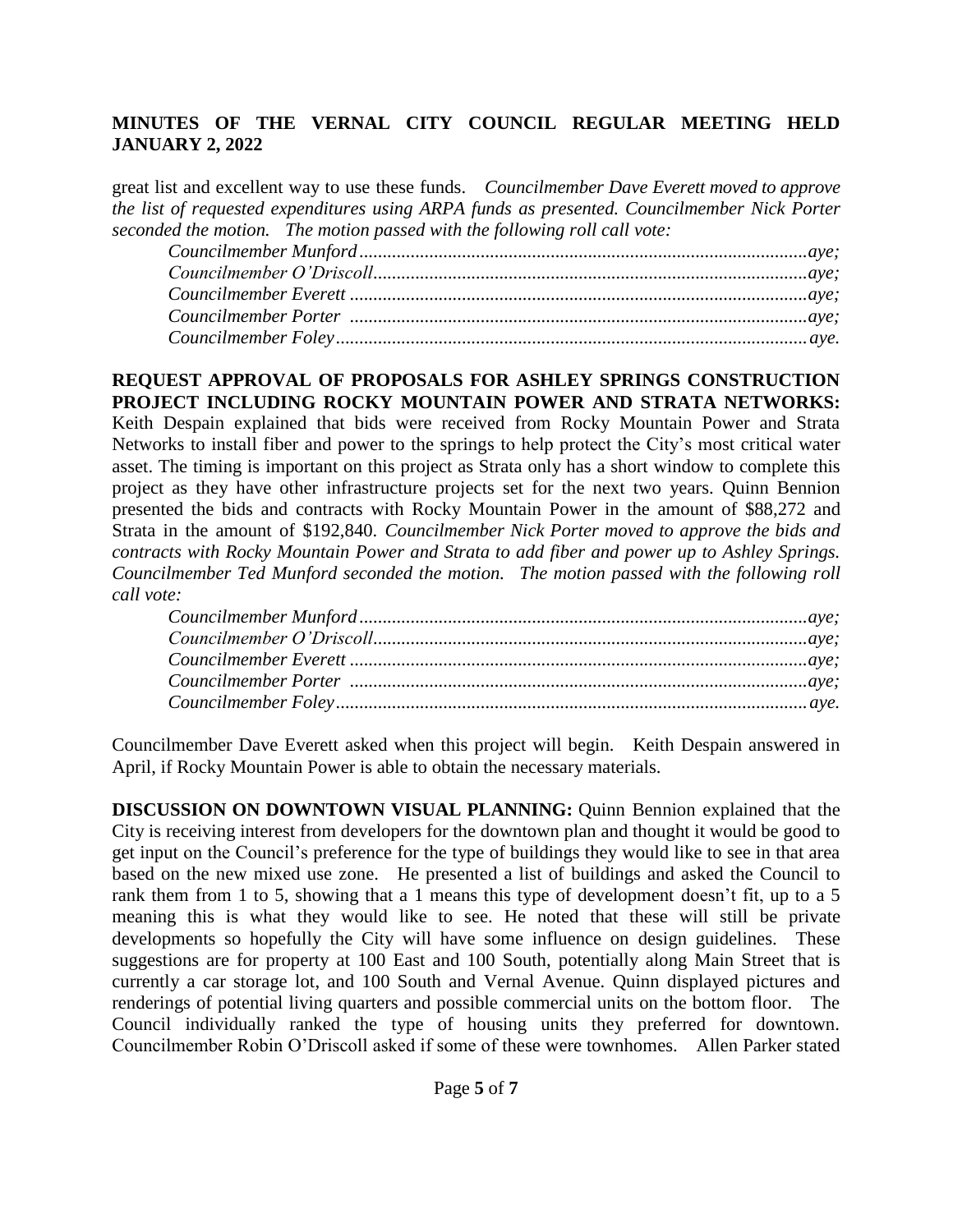great list and excellent way to use these funds. *Councilmember Dave Everett moved to approve the list of requested expenditures using ARPA funds as presented. Councilmember Nick Porter seconded the motion. The motion passed with the following roll call vote:*

*Councilmember Munford................................................................................................aye;*
*Councilmember O'Driscoll............................................................................................aye;*
*Councilmember Everett .................................................................................................aye;*
*Councilmember Porter .................................................................................................aye;*
*Councilmember Foley....................................................................................................aye.*

**REQUEST APPROVAL OF PROPOSALS FOR ASHLEY SPRINGS CONSTRUCTION PROJECT INCLUDING ROCKY MOUNTAIN POWER AND STRATA NETWORKS:** Keith Despain explained that bids were received from Rocky Mountain Power and Strata Networks to install fiber and power to the springs to help protect the City's most critical water asset. The timing is important on this project as Strata only has a short window to complete this project as they have other infrastructure projects set for the next two years. Quinn Bennion presented the bids and contracts with Rocky Mountain Power in the amount of $88,272 and Strata in the amount of $192,840. *Councilmember Nick Porter moved to approve the bids and contracts with Rocky Mountain Power and Strata to add fiber and power up to Ashley Springs. Councilmember Ted Munford seconded the motion. The motion passed with the following roll call vote:*

*Councilmember Munford................................................................................................aye;*
*Councilmember O'Driscoll............................................................................................aye;*
*Councilmember Everett .................................................................................................aye;*
*Councilmember Porter .................................................................................................aye;*
*Councilmember Foley....................................................................................................aye.*

Councilmember Dave Everett asked when this project will begin. Keith Despain answered in April, if Rocky Mountain Power is able to obtain the necessary materials.

**DISCUSSION ON DOWNTOWN VISUAL PLANNING:** Quinn Bennion explained that the City is receiving interest from developers for the downtown plan and thought it would be good to get input on the Council's preference for the type of buildings they would like to see in that area based on the new mixed use zone. He presented a list of buildings and asked the Council to rank them from 1 to 5, showing that a 1 means this type of development doesn't fit, up to a 5 meaning this is what they would like to see. He noted that these will still be private developments so hopefully the City will have some influence on design guidelines. These suggestions are for property at 100 East and 100 South, potentially along Main Street that is currently a car storage lot, and 100 South and Vernal Avenue. Quinn displayed pictures and renderings of potential living quarters and possible commercial units on the bottom floor. The Council individually ranked the type of housing units they preferred for downtown. Councilmember Robin O'Driscoll asked if some of these were townhomes. Allen Parker stated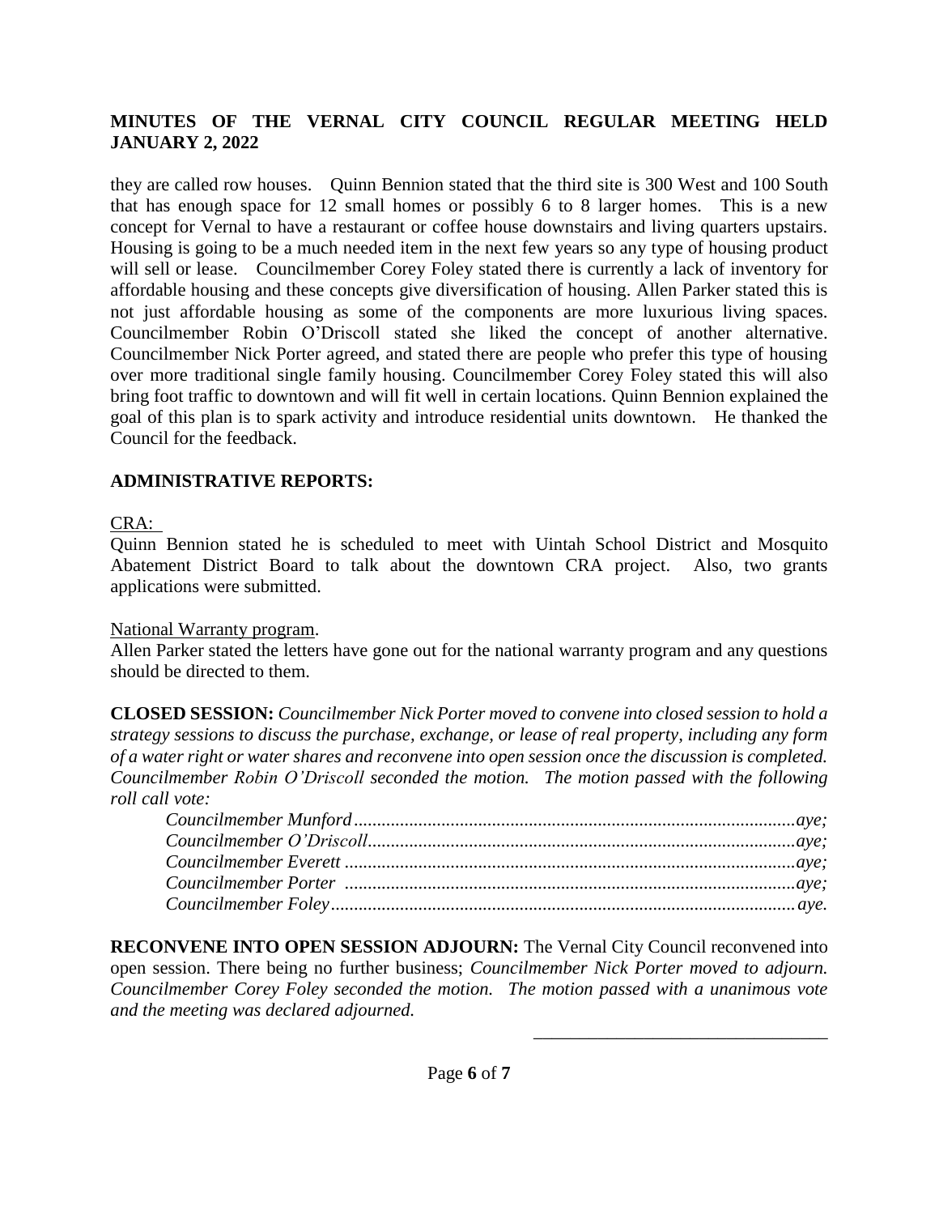they are called row houses. Quinn Bennion stated that the third site is 300 West and 100 South that has enough space for 12 small homes or possibly 6 to 8 larger homes. This is a new concept for Vernal to have a restaurant or coffee house downstairs and living quarters upstairs. Housing is going to be a much needed item in the next few years so any type of housing product will sell or lease. Councilmember Corey Foley stated there is currently a lack of inventory for affordable housing and these concepts give diversification of housing. Allen Parker stated this is not just affordable housing as some of the components are more luxurious living spaces. Councilmember Robin O'Driscoll stated she liked the concept of another alternative. Councilmember Nick Porter agreed, and stated there are people who prefer this type of housing over more traditional single family housing. Councilmember Corey Foley stated this will also bring foot traffic to downtown and will fit well in certain locations. Quinn Bennion explained the goal of this plan is to spark activity and introduce residential units downtown. He thanked the Council for the feedback.

**ADMINISTRATIVE REPORTS:**

CRA:

Quinn Bennion stated he is scheduled to meet with Uintah School District and Mosquito Abatement District Board to talk about the downtown CRA project. Also, two grants applications were submitted.

National Warranty program.

Allen Parker stated the letters have gone out for the national warranty program and any questions should be directed to them.

**CLOSED SESSION:** *Councilmember Nick Porter moved to convene into closed session to hold a strategy sessions to discuss the purchase, exchange, or lease of real property, including any form of a water right or water shares and reconvene into open session once the discussion is completed. Councilmember Robin O'Driscoll seconded the motion. The motion passed with the following roll call vote:*

*Councilmember Munford................................................aye;*
*Councilmember O'Driscoll................................................aye;*
*Councilmember Everett................................................aye;*
*Councilmember Porter................................................aye;*
*Councilmember Foley................................................aye.*

**RECONVENE INTO OPEN SESSION ADJOURN:** The Vernal City Council reconvened into open session. There being no further business; *Councilmember Nick Porter moved to adjourn. Councilmember Corey Foley seconded the motion. The motion passed with a unanimous vote and the meeting was declared adjourned.*

\_\_\_\_\_\_\_\_\_\_\_\_\_\_\_\_\_\_\_\_\_\_\_\_\_\_\_\_\_\_\_\_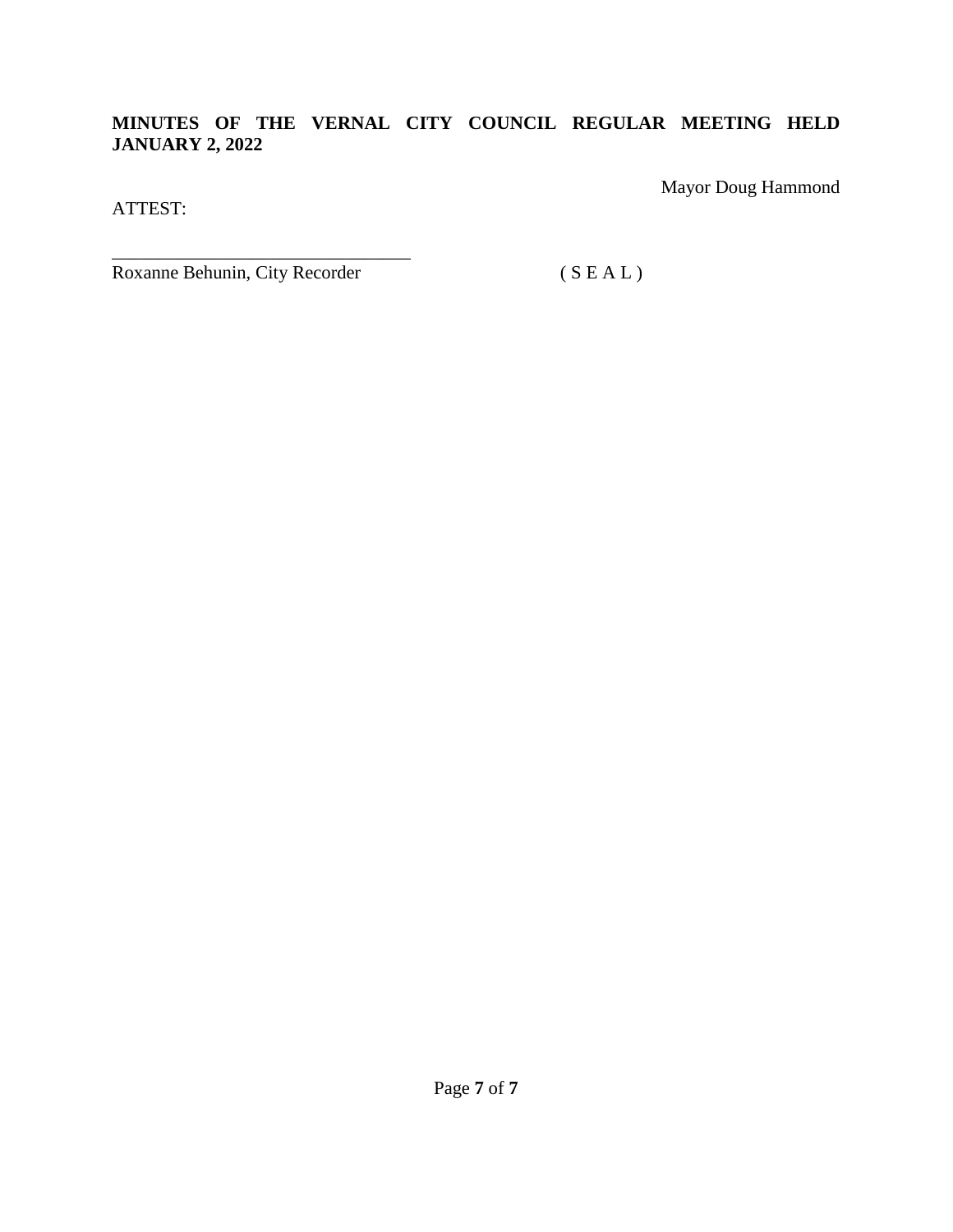Mayor Doug Hammond

ATTEST:

\_\_\_\_\_\_\_\_\_\_\_\_\_\_\_\_\_\_\_\_\_\_\_\_\_\_\_\_\_\_\_\_\_

Roxanne Behunin, City Recorder ( S E A L )